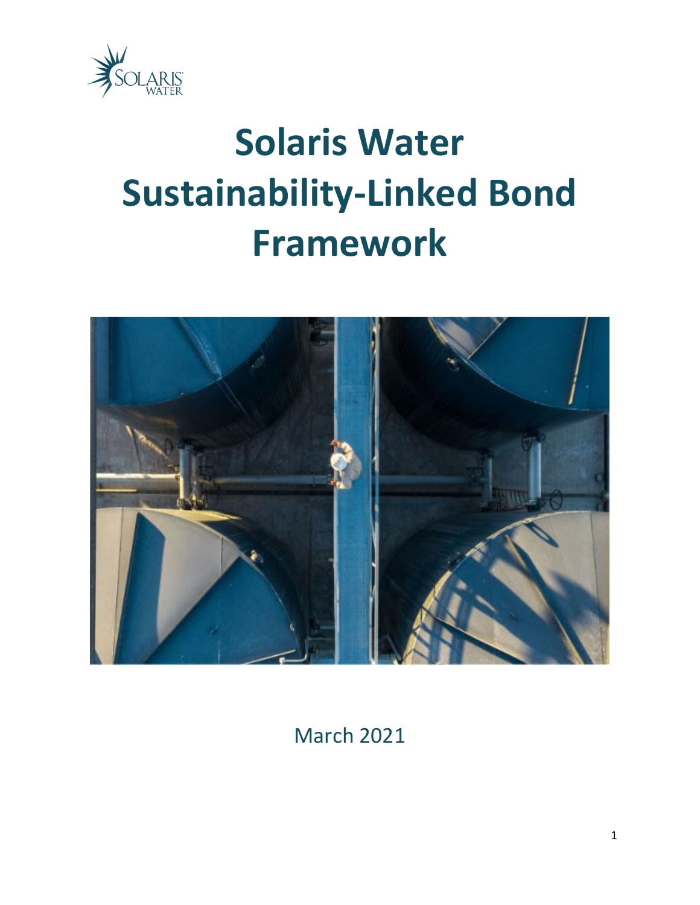# Solaris Water Sustainability-Linked Bond Framework

March 2021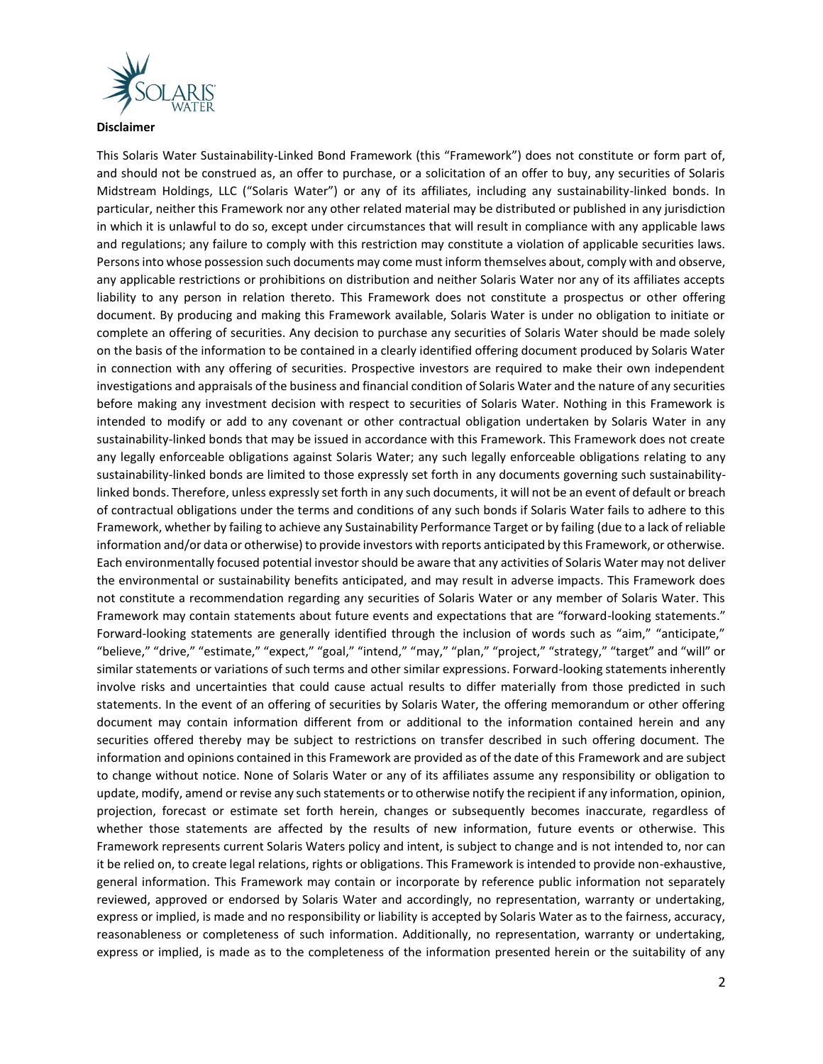**Disclaimer**

This Solaris Water Sustainability-Linked Bond Framework (this "Framework") does not constitute or form part of, and should not be construed as, an offer to purchase, or a solicitation of an offer to buy, any securities of Solaris Midstream Holdings, LLC ("Solaris Water") or any of its affiliates, including any sustainability-linked bonds. In particular, neither this Framework nor any other related material may be distributed or published in any jurisdiction in which it is unlawful to do so, except under circumstances that will result in compliance with any applicable laws and regulations; any failure to comply with this restriction may constitute a violation of applicable securities laws. Persons into whose possession such documents may come must inform themselves about, comply with and observe, any applicable restrictions or prohibitions on distribution and neither Solaris Water nor any of its affiliates accepts liability to any person in relation thereto. This Framework does not constitute a prospectus or other offering document. By producing and making this Framework available, Solaris Water is under no obligation to initiate or complete an offering of securities. Any decision to purchase any securities of Solaris Water should be made solely on the basis of the information to be contained in a clearly identified offering document produced by Solaris Water in connection with any offering of securities. Prospective investors are required to make their own independent investigations and appraisals of the business and financial condition of Solaris Water and the nature of any securities before making any investment decision with respect to securities of Solaris Water. Nothing in this Framework is intended to modify or add to any covenant or other contractual obligation undertaken by Solaris Water in any sustainability-linked bonds that may be issued in accordance with this Framework. This Framework does not create any legally enforceable obligations against Solaris Water; any such legally enforceable obligations relating to any sustainability-linked bonds are limited to those expressly set forth in any documents governing such sustainability-linked bonds. Therefore, unless expressly set forth in any such documents, it will not be an event of default or breach of contractual obligations under the terms and conditions of any such bonds if Solaris Water fails to adhere to this Framework, whether by failing to achieve any Sustainability Performance Target or by failing (due to a lack of reliable information and/or data or otherwise) to provide investors with reports anticipated by this Framework, or otherwise. Each environmentally focused potential investor should be aware that any activities of Solaris Water may not deliver the environmental or sustainability benefits anticipated, and may result in adverse impacts. This Framework does not constitute a recommendation regarding any securities of Solaris Water or any member of Solaris Water. This Framework may contain statements about future events and expectations that are "forward-looking statements." Forward-looking statements are generally identified through the inclusion of words such as "aim," "anticipate," "believe," "drive," "estimate," "expect," "goal," "intend," "may," "plan," "project," "strategy," "target" and "will" or similar statements or variations of such terms and other similar expressions. Forward-looking statements inherently involve risks and uncertainties that could cause actual results to differ materially from those predicted in such statements. In the event of an offering of securities by Solaris Water, the offering memorandum or other offering document may contain information different from or additional to the information contained herein and any securities offered thereby may be subject to restrictions on transfer described in such offering document. The information and opinions contained in this Framework are provided as of the date of this Framework and are subject to change without notice. None of Solaris Water or any of its affiliates assume any responsibility or obligation to update, modify, amend or revise any such statements or to otherwise notify the recipient if any information, opinion, projection, forecast or estimate set forth herein, changes or subsequently becomes inaccurate, regardless of whether those statements are affected by the results of new information, future events or otherwise. This Framework represents current Solaris Waters policy and intent, is subject to change and is not intended to, nor can it be relied on, to create legal relations, rights or obligations. This Framework is intended to provide non-exhaustive, general information. This Framework may contain or incorporate by reference public information not separately reviewed, approved or endorsed by Solaris Water and accordingly, no representation, warranty or undertaking, express or implied, is made and no responsibility or liability is accepted by Solaris Water as to the fairness, accuracy, reasonableness or completeness of such information. Additionally, no representation, warranty or undertaking, express or implied, is made as to the completeness of the information presented herein or the suitability of any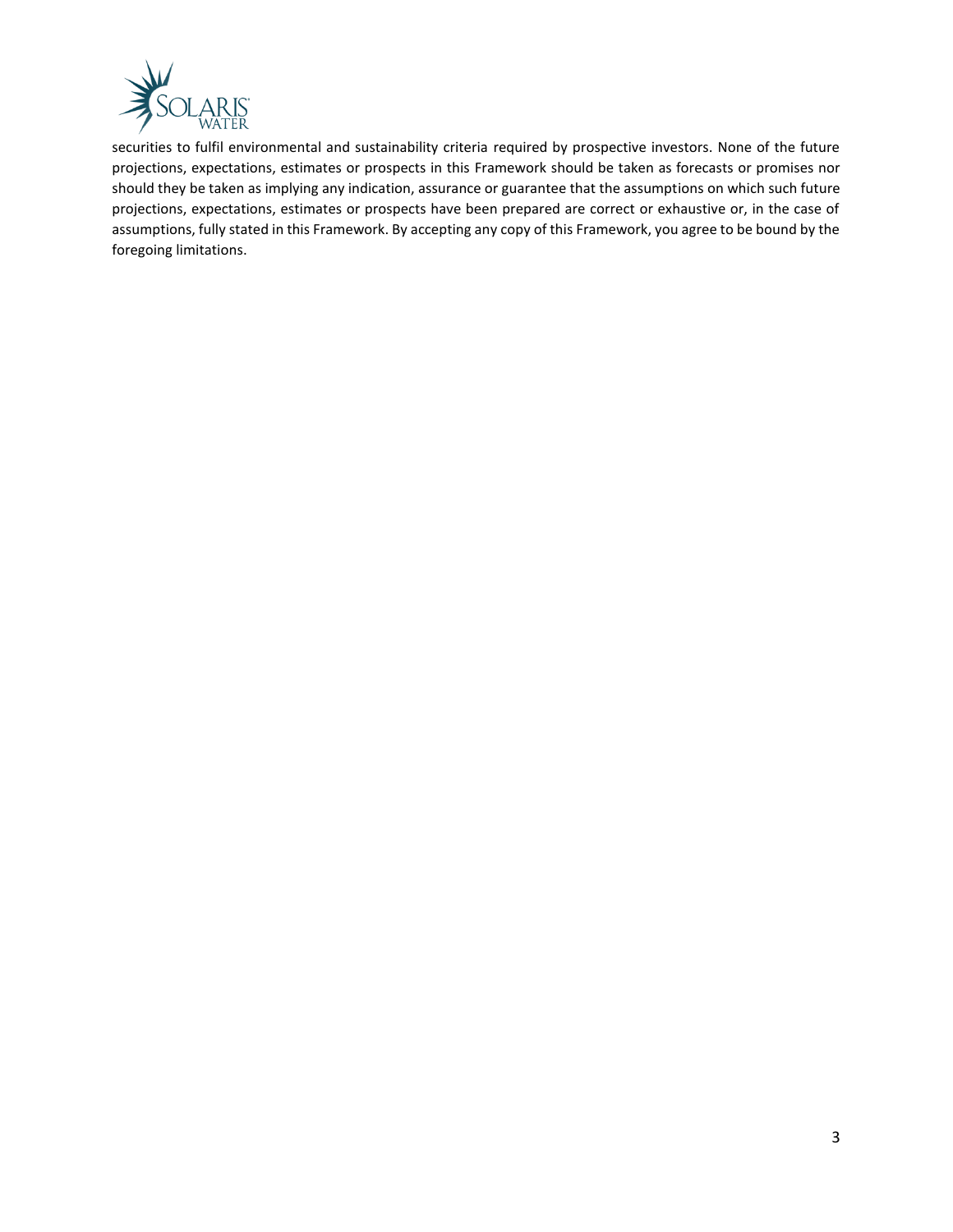securities to fulfil environmental and sustainability criteria required by prospective investors. None of the future projections, expectations, estimates or prospects in this Framework should be taken as forecasts or promises nor should they be taken as implying any indication, assurance or guarantee that the assumptions on which such future projections, expectations, estimates or prospects have been prepared are correct or exhaustive or, in the case of assumptions, fully stated in this Framework. By accepting any copy of this Framework, you agree to be bound by the foregoing limitations.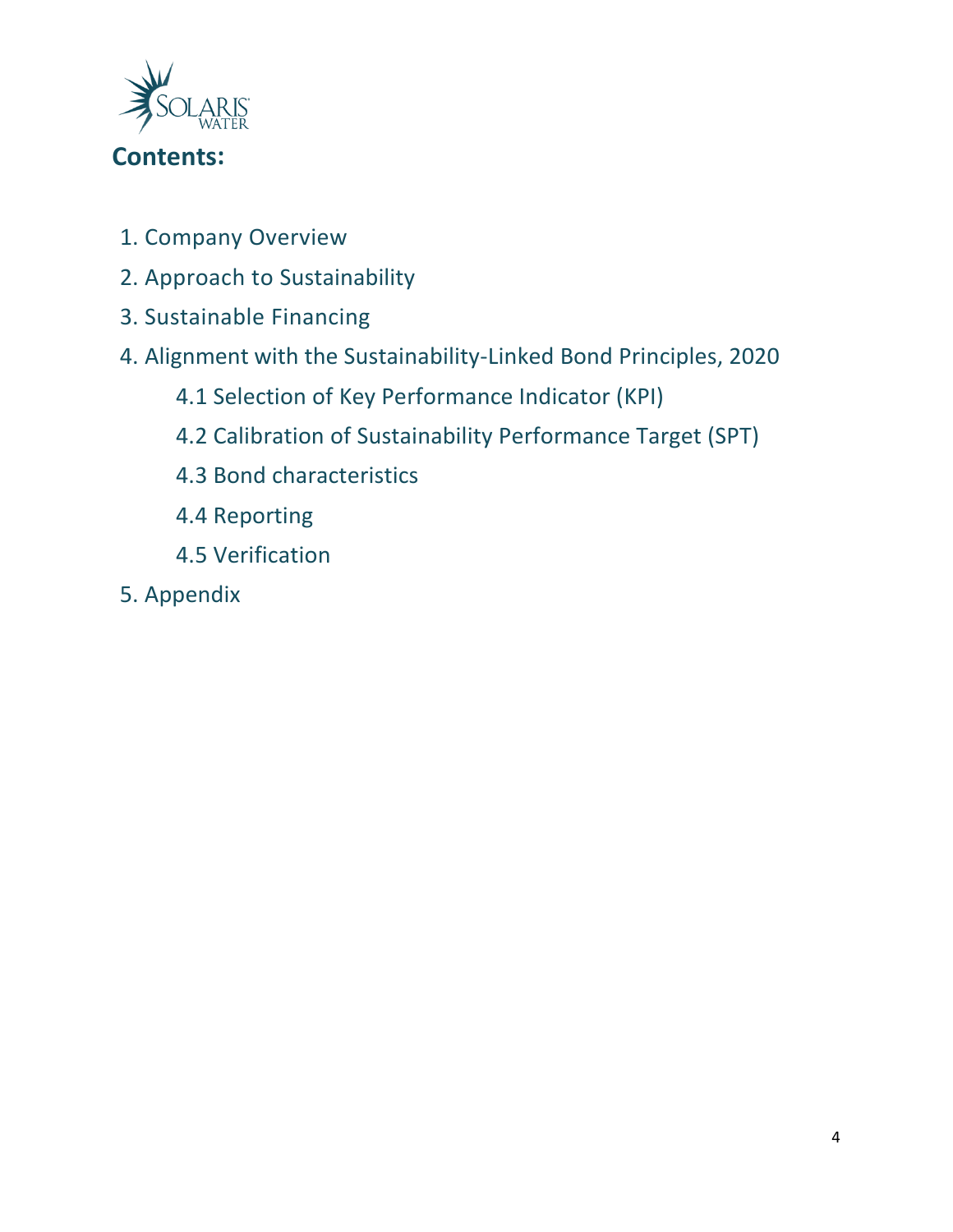## Contents:

1. Company Overview
2. Approach to Sustainability
3. Sustainable Financing
4. Alignment with the Sustainability-Linked Bond Principles, 2020
   - 4.1 Selection of Key Performance Indicator (KPI)
   - 4.2 Calibration of Sustainability Performance Target (SPT)
   - 4.3 Bond characteristics
   - 4.4 Reporting
   - 4.5 Verification
5. Appendix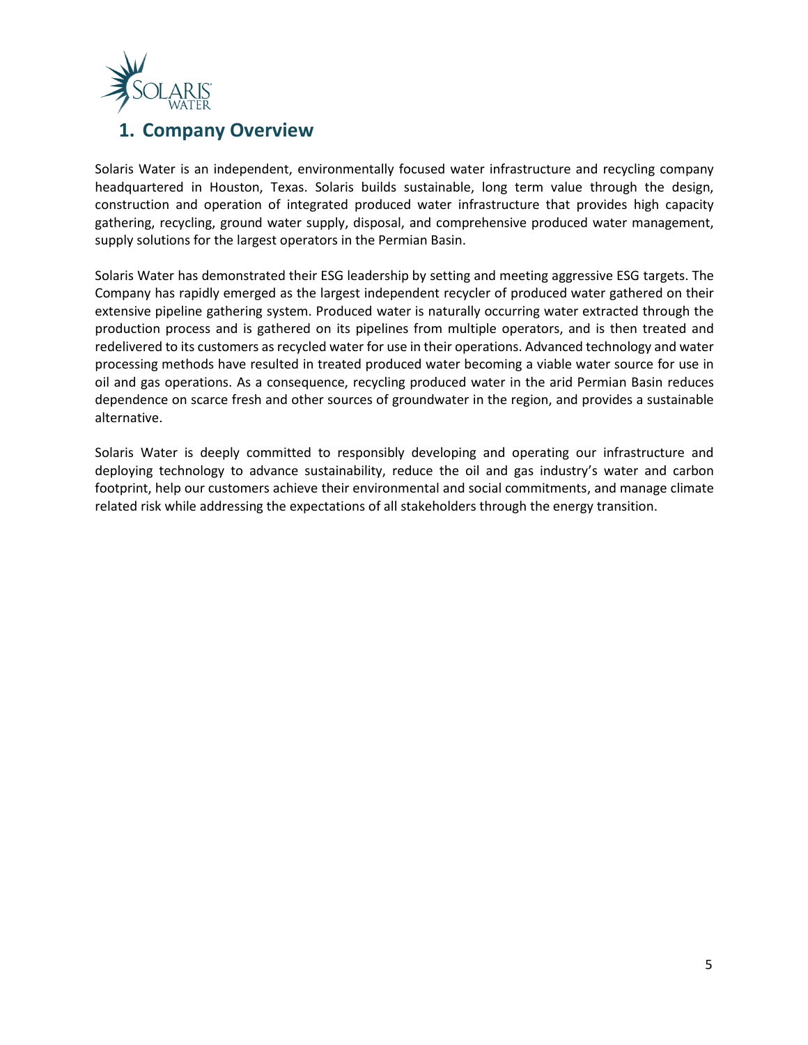# 1. Company Overview

Solaris Water is an independent, environmentally focused water infrastructure and recycling company headquartered in Houston, Texas. Solaris builds sustainable, long term value through the design, construction and operation of integrated produced water infrastructure that provides high capacity gathering, recycling, ground water supply, disposal, and comprehensive produced water management, supply solutions for the largest operators in the Permian Basin.

Solaris Water has demonstrated their ESG leadership by setting and meeting aggressive ESG targets. The Company has rapidly emerged as the largest independent recycler of produced water gathered on their extensive pipeline gathering system. Produced water is naturally occurring water extracted through the production process and is gathered on its pipelines from multiple operators, and is then treated and redelivered to its customers as recycled water for use in their operations. Advanced technology and water processing methods have resulted in treated produced water becoming a viable water source for use in oil and gas operations. As a consequence, recycling produced water in the arid Permian Basin reduces dependence on scarce fresh and other sources of groundwater in the region, and provides a sustainable alternative.

Solaris Water is deeply committed to responsibly developing and operating our infrastructure and deploying technology to advance sustainability, reduce the oil and gas industry's water and carbon footprint, help our customers achieve their environmental and social commitments, and manage climate related risk while addressing the expectations of all stakeholders through the energy transition.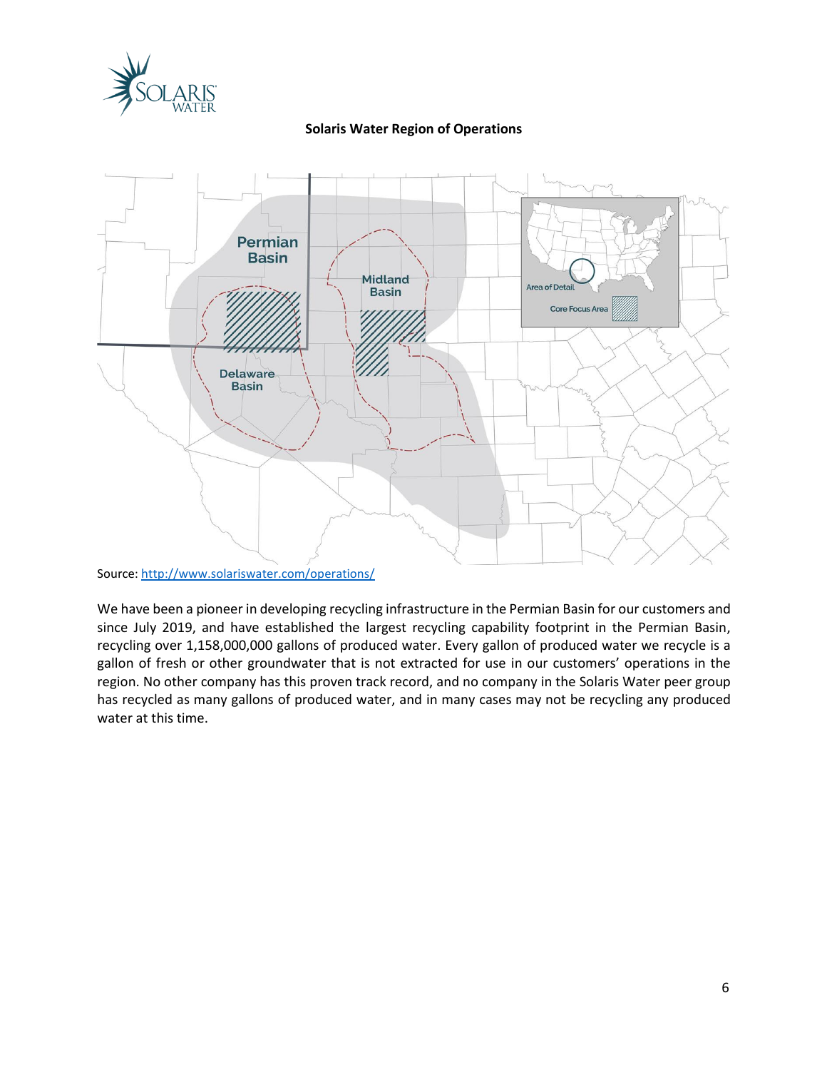**Solaris Water Region of Operations**

Source: http://www.solariswater.com/operations/

We have been a pioneer in developing recycling infrastructure in the Permian Basin for our customers and since July 2019, and have established the largest recycling capability footprint in the Permian Basin, recycling over 1,158,000,000 gallons of produced water. Every gallon of produced water we recycle is a gallon of fresh or other groundwater that is not extracted for use in our customers' operations in the region. No other company has this proven track record, and no company in the Solaris Water peer group has recycled as many gallons of produced water, and in many cases may not be recycling any produced water at this time.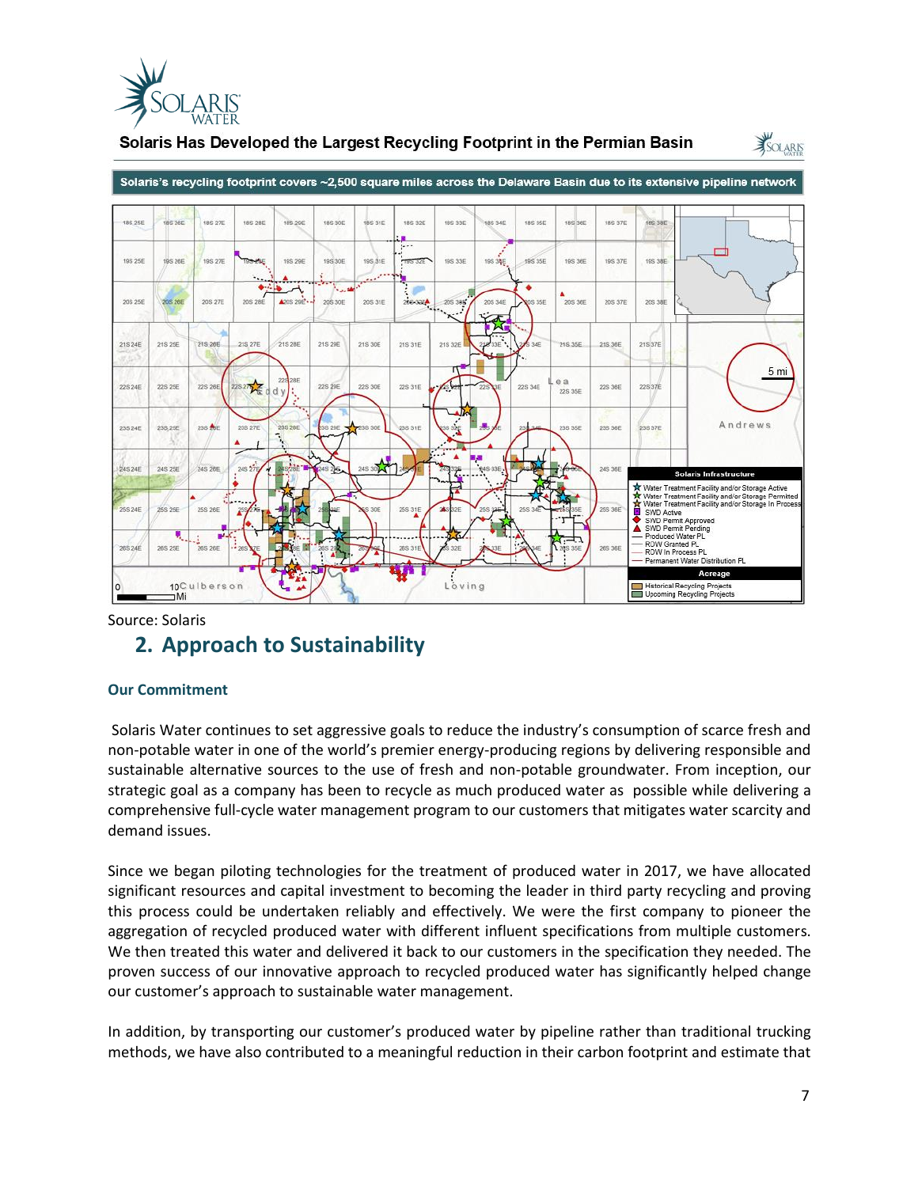**Solaris Has Developed the Largest Recycling Footprint in the Permian Basin**

**Solaris's recycling footprint covers ~2,500 square miles across the Delaware Basin due to its extensive pipeline network**

Source: Solaris

## 2. Approach to Sustainability

### Our Commitment

Solaris Water continues to set aggressive goals to reduce the industry's consumption of scarce fresh and non-potable water in one of the world's premier energy-producing regions by delivering responsible and sustainable alternative sources to the use of fresh and non-potable groundwater. From inception, our strategic goal as a company has been to recycle as much produced water as possible while delivering a comprehensive full-cycle water management program to our customers that mitigates water scarcity and demand issues.

Since we began piloting technologies for the treatment of produced water in 2017, we have allocated significant resources and capital investment to becoming the leader in third party recycling and proving this process could be undertaken reliably and effectively. We were the first company to pioneer the aggregation of recycled produced water with different influent specifications from multiple customers. We then treated this water and delivered it back to our customers in the specification they needed. The proven success of our innovative approach to recycled produced water has significantly helped change our customer's approach to sustainable water management.

In addition, by transporting our customer's produced water by pipeline rather than traditional trucking methods, we have also contributed to a meaningful reduction in their carbon footprint and estimate that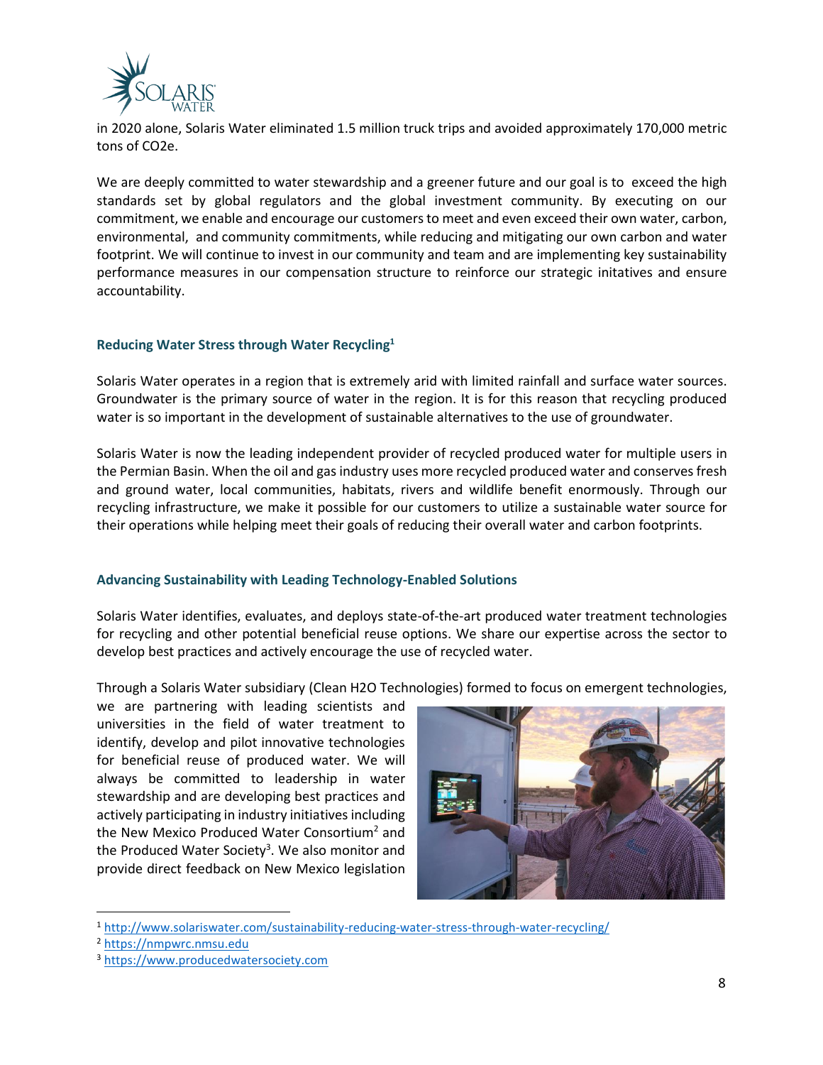in 2020 alone, Solaris Water eliminated 1.5 million truck trips and avoided approximately 170,000 metric tons of CO2e.

We are deeply committed to water stewardship and a greener future and our goal is to exceed the high standards set by global regulators and the global investment community. By executing on our commitment, we enable and encourage our customers to meet and even exceed their own water, carbon, environmental, and community commitments, while reducing and mitigating our own carbon and water footprint. We will continue to invest in our community and team and are implementing key sustainability performance measures in our compensation structure to reinforce our strategic initiatives and ensure accountability.

### Reducing Water Stress through Water Recycling[1]

Solaris Water operates in a region that is extremely arid with limited rainfall and surface water sources. Groundwater is the primary source of water in the region. It is for this reason that recycling produced water is so important in the development of sustainable alternatives to the use of groundwater.

Solaris Water is now the leading independent provider of recycled produced water for multiple users in the Permian Basin. When the oil and gas industry uses more recycled produced water and conserves fresh and ground water, local communities, habitats, rivers and wildlife benefit enormously. Through our recycling infrastructure, we make it possible for our customers to utilize a sustainable water source for their operations while helping meet their goals of reducing their overall water and carbon footprints.

### Advancing Sustainability with Leading Technology-Enabled Solutions

Solaris Water identifies, evaluates, and deploys state-of-the-art produced water treatment technologies for recycling and other potential beneficial reuse options. We share our expertise across the sector to develop best practices and actively encourage the use of recycled water.

Through a Solaris Water subsidiary (Clean H2O Technologies) formed to focus on emergent technologies, we are partnering with leading scientists and universities in the field of water treatment to identify, develop and pilot innovative technologies for beneficial reuse of produced water. We will always be committed to leadership in water stewardship and are developing best practices and actively participating in industry initiatives including the New Mexico Produced Water Consortium[2] and the Produced Water Society[3]. We also monitor and provide direct feedback on New Mexico legislation

---

[1] http://www.solariswater.com/sustainability-reducing-water-stress-through-water-recycling/

[2] https://nmpwrc.nmsu.edu

[3] https://www.producedwatersociety.com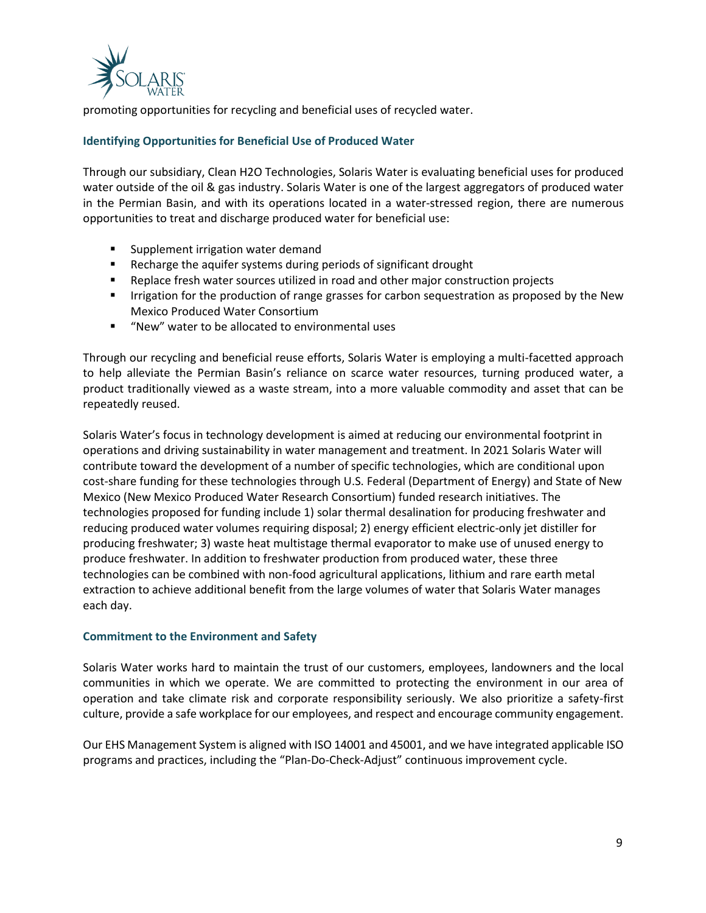promoting opportunities for recycling and beneficial uses of recycled water.

### Identifying Opportunities for Beneficial Use of Produced Water

Through our subsidiary, Clean H2O Technologies, Solaris Water is evaluating beneficial uses for produced water outside of the oil & gas industry. Solaris Water is one of the largest aggregators of produced water in the Permian Basin, and with its operations located in a water-stressed region, there are numerous opportunities to treat and discharge produced water for beneficial use:

- Supplement irrigation water demand
- Recharge the aquifer systems during periods of significant drought
- Replace fresh water sources utilized in road and other major construction projects
- Irrigation for the production of range grasses for carbon sequestration as proposed by the New Mexico Produced Water Consortium
- "New" water to be allocated to environmental uses

Through our recycling and beneficial reuse efforts, Solaris Water is employing a multi-facetted approach to help alleviate the Permian Basin's reliance on scarce water resources, turning produced water, a product traditionally viewed as a waste stream, into a more valuable commodity and asset that can be repeatedly reused.

Solaris Water's focus in technology development is aimed at reducing our environmental footprint in operations and driving sustainability in water management and treatment. In 2021 Solaris Water will contribute toward the development of a number of specific technologies, which are conditional upon cost-share funding for these technologies through U.S. Federal (Department of Energy) and State of New Mexico (New Mexico Produced Water Research Consortium) funded research initiatives. The technologies proposed for funding include 1) solar thermal desalination for producing freshwater and reducing produced water volumes requiring disposal; 2) energy efficient electric-only jet distiller for producing freshwater; 3) waste heat multistage thermal evaporator to make use of unused energy to produce freshwater. In addition to freshwater production from produced water, these three technologies can be combined with non-food agricultural applications, lithium and rare earth metal extraction to achieve additional benefit from the large volumes of water that Solaris Water manages each day.

### Commitment to the Environment and Safety

Solaris Water works hard to maintain the trust of our customers, employees, landowners and the local communities in which we operate. We are committed to protecting the environment in our area of operation and take climate risk and corporate responsibility seriously. We also prioritize a safety-first culture, provide a safe workplace for our employees, and respect and encourage community engagement.

Our EHS Management System is aligned with ISO 14001 and 45001, and we have integrated applicable ISO programs and practices, including the "Plan-Do-Check-Adjust" continuous improvement cycle.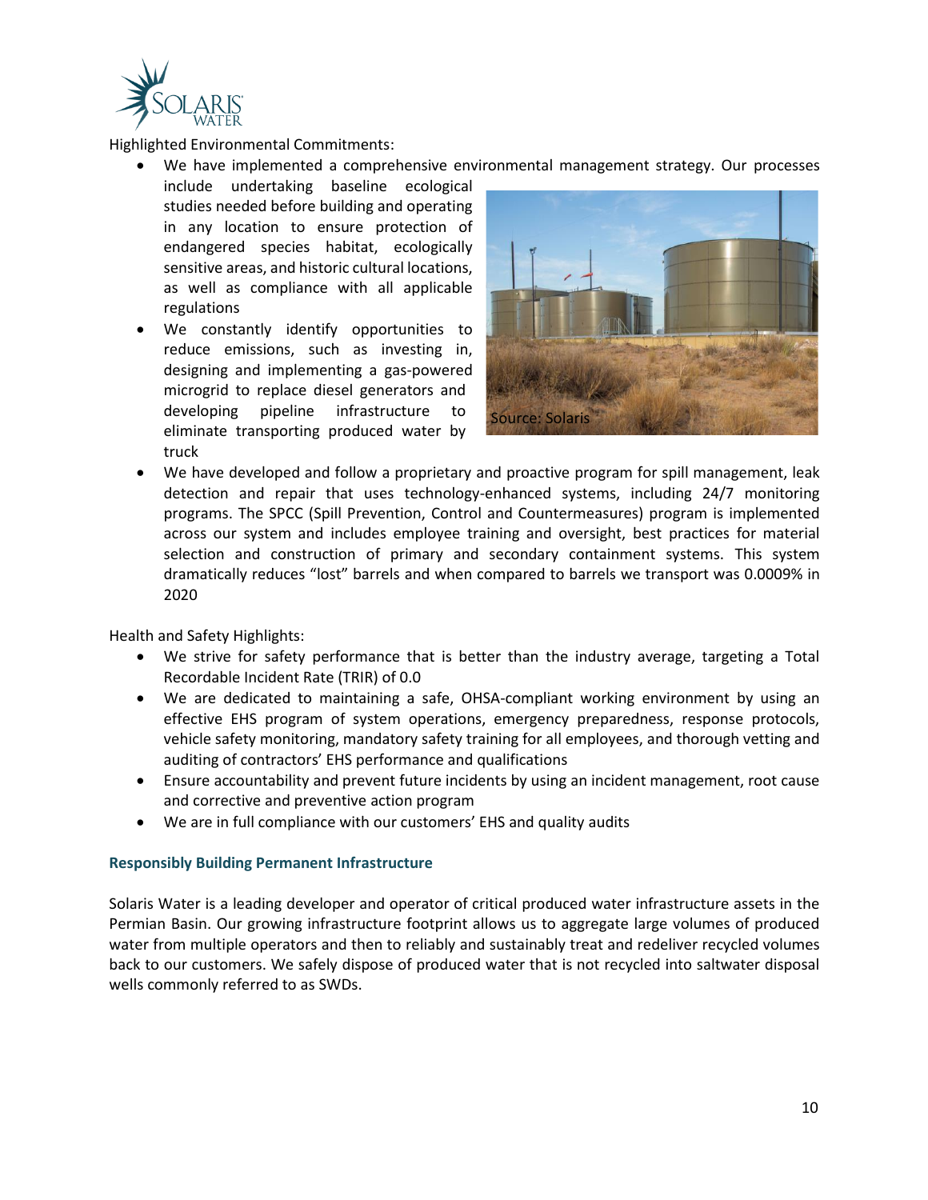Highlighted Environmental Commitments:

- We have implemented a comprehensive environmental management strategy. Our processes include undertaking baseline ecological studies needed before building and operating in any location to ensure protection of endangered species habitat, ecologically sensitive areas, and historic cultural locations, as well as compliance with all applicable regulations
- We constantly identify opportunities to reduce emissions, such as investing in, designing and implementing a gas-powered microgrid to replace diesel generators and developing pipeline infrastructure to eliminate transporting produced water by truck
- We have developed and follow a proprietary and proactive program for spill management, leak detection and repair that uses technology-enhanced systems, including 24/7 monitoring programs. The SPCC (Spill Prevention, Control and Countermeasures) program is implemented across our system and includes employee training and oversight, best practices for material selection and construction of primary and secondary containment systems. This system dramatically reduces "lost" barrels and when compared to barrels we transport was 0.0009% in 2020

Source: Solaris

Health and Safety Highlights:

- We strive for safety performance that is better than the industry average, targeting a Total Recordable Incident Rate (TRIR) of 0.0
- We are dedicated to maintaining a safe, OHSA-compliant working environment by using an effective EHS program of system operations, emergency preparedness, response protocols, vehicle safety monitoring, mandatory safety training for all employees, and thorough vetting and auditing of contractors' EHS performance and qualifications
- Ensure accountability and prevent future incidents by using an incident management, root cause and corrective and preventive action program
- We are in full compliance with our customers' EHS and quality audits

### Responsibly Building Permanent Infrastructure

Solaris Water is a leading developer and operator of critical produced water infrastructure assets in the Permian Basin. Our growing infrastructure footprint allows us to aggregate large volumes of produced water from multiple operators and then to reliably and sustainably treat and redeliver recycled volumes back to our customers. We safely dispose of produced water that is not recycled into saltwater disposal wells commonly referred to as SWDs.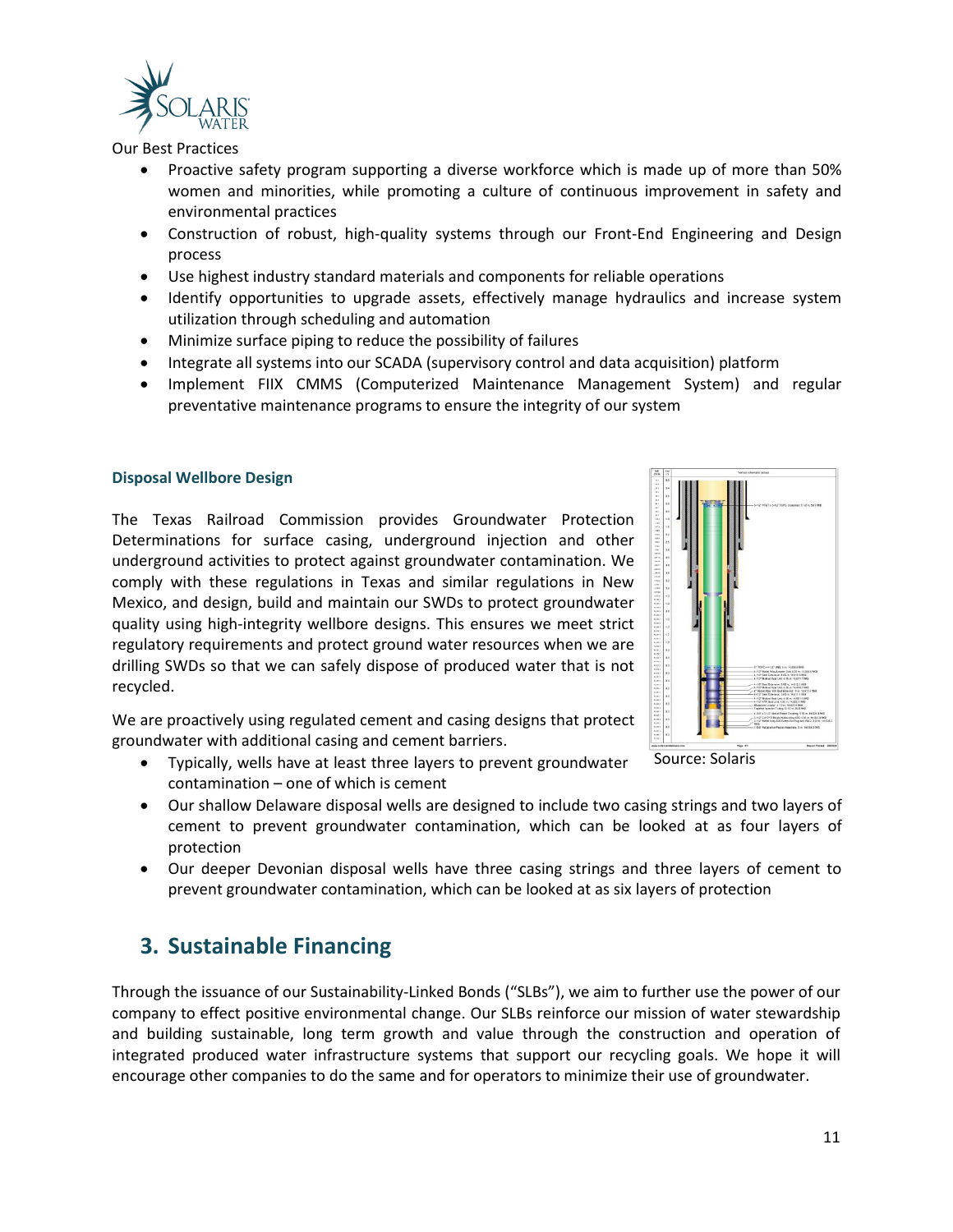Our Best Practices

- Proactive safety program supporting a diverse workforce which is made up of more than 50% women and minorities, while promoting a culture of continuous improvement in safety and environmental practices
- Construction of robust, high-quality systems through our Front-End Engineering and Design process
- Use highest industry standard materials and components for reliable operations
- Identify opportunities to upgrade assets, effectively manage hydraulics and increase system utilization through scheduling and automation
- Minimize surface piping to reduce the possibility of failures
- Integrate all systems into our SCADA (supervisory control and data acquisition) platform
- Implement FIIX CMMS (Computerized Maintenance Management System) and regular preventative maintenance programs to ensure the integrity of our system

### Disposal Wellbore Design

The Texas Railroad Commission provides Groundwater Protection Determinations for surface casing, underground injection and other underground activities to protect against groundwater contamination. We comply with these regulations in Texas and similar regulations in New Mexico, and design, build and maintain our SWDs to protect groundwater quality using high-integrity wellbore designs. This ensures we meet strict regulatory requirements and protect ground water resources when we are drilling SWDs so that we can safely dispose of produced water that is not recycled.

Source: Solaris

We are proactively using regulated cement and casing designs that protect groundwater with additional casing and cement barriers.

- Typically, wells have at least three layers to prevent groundwater contamination – one of which is cement
- Our shallow Delaware disposal wells are designed to include two casing strings and two layers of cement to prevent groundwater contamination, which can be looked at as four layers of protection
- Our deeper Devonian disposal wells have three casing strings and three layers of cement to prevent groundwater contamination, which can be looked at as six layers of protection

## 3. Sustainable Financing

Through the issuance of our Sustainability-Linked Bonds ("SLBs"), we aim to further use the power of our company to effect positive environmental change. Our SLBs reinforce our mission of water stewardship and building sustainable, long term growth and value through the construction and operation of integrated produced water infrastructure systems that support our recycling goals. We hope it will encourage other companies to do the same and for operators to minimize their use of groundwater.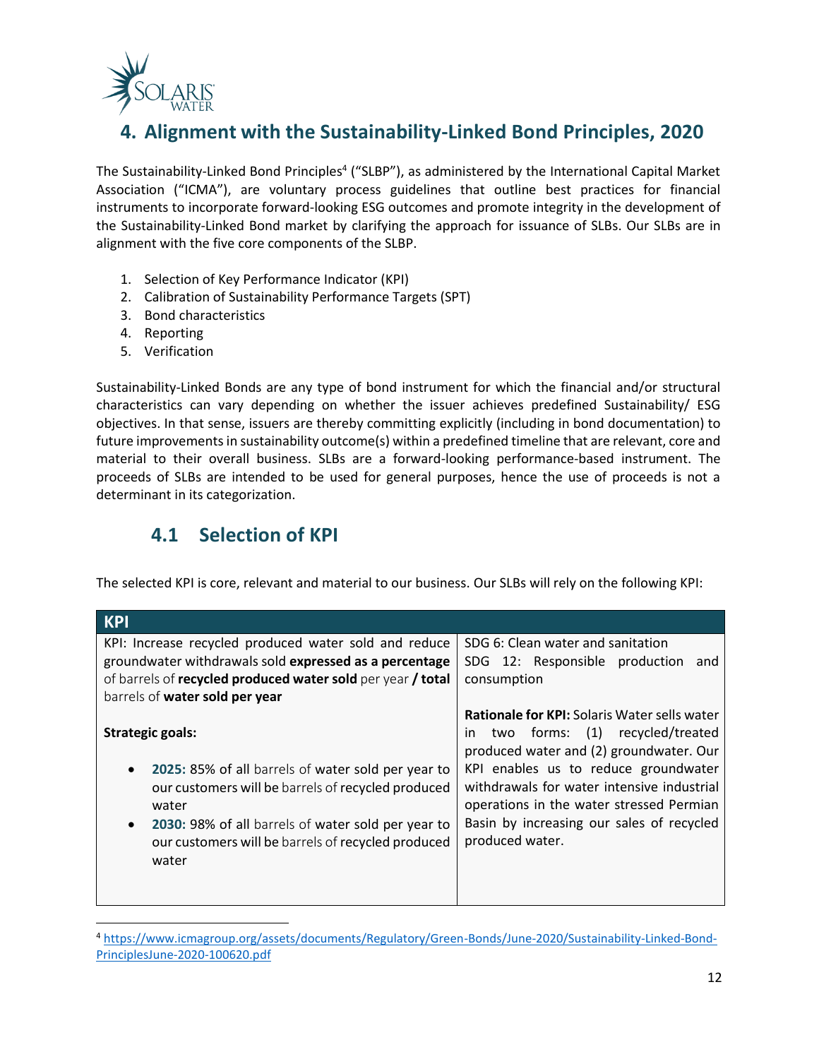# 4. Alignment with the Sustainability-Linked Bond Principles, 2020

The Sustainability-Linked Bond Principles[4] ("SLBP"), as administered by the International Capital Market Association ("ICMA"), are voluntary process guidelines that outline best practices for financial instruments to incorporate forward-looking ESG outcomes and promote integrity in the development of the Sustainability-Linked Bond market by clarifying the approach for issuance of SLBs. Our SLBs are in alignment with the five core components of the SLBP.

1. Selection of Key Performance Indicator (KPI)
2. Calibration of Sustainability Performance Targets (SPT)
3. Bond characteristics
4. Reporting
5. Verification

Sustainability-Linked Bonds are any type of bond instrument for which the financial and/or structural characteristics can vary depending on whether the issuer achieves predefined Sustainability/ ESG objectives. In that sense, issuers are thereby committing explicitly (including in bond documentation) to future improvements in sustainability outcome(s) within a predefined timeline that are relevant, core and material to their overall business. SLBs are a forward-looking performance-based instrument. The proceeds of SLBs are intended to be used for general purposes, hence the use of proceeds is not a determinant in its categorization.

## 4.1 Selection of KPI

The selected KPI is core, relevant and material to our business. Our SLBs will rely on the following KPI:

| KPI | |
|---|---|
| KPI: Increase recycled produced water sold and reduce groundwater withdrawals sold **expressed as a percentage** of barrels of **recycled produced water sold** per year **/ total** barrels of **water sold per year**<br><br>**Strategic goals:**<br><br>• **2025:** 85% of all barrels of water sold per year to our customers will be barrels of recycled produced water<br>• **2030:** 98% of all barrels of water sold per year to our customers will be barrels of recycled produced water | SDG 6: Clean water and sanitation<br>SDG 12: Responsible production and consumption<br><br>**Rationale for KPI:** Solaris Water sells water in two forms: (1) recycled/treated produced water and (2) groundwater. Our KPI enables us to reduce groundwater withdrawals for water intensive industrial operations in the water stressed Permian Basin by increasing our sales of recycled produced water. |

[4] https://www.icmagroup.org/assets/documents/Regulatory/Green-Bonds/June-2020/Sustainability-Linked-Bond-PrinciplesJune-2020-100620.pdf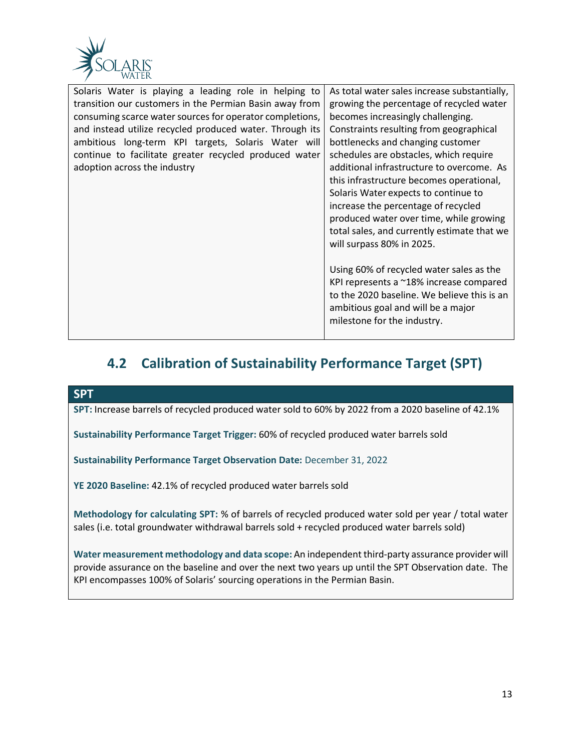| | |
|---|---|
| Solaris Water is playing a leading role in helping to transition our customers in the Permian Basin away from consuming scarce water sources for operator completions, and instead utilize recycled produced water. Through its ambitious long-term KPI targets, Solaris Water will continue to facilitate greater recycled produced water adoption across the industry | As total water sales increase substantially, growing the percentage of recycled water becomes increasingly challenging. Constraints resulting from geographical bottlenecks and changing customer schedules are obstacles, which require additional infrastructure to overcome. As this infrastructure becomes operational, Solaris Water expects to continue to increase the percentage of recycled produced water over time, while growing total sales, and currently estimate that we will surpass 80% in 2025.<br><br>Using 60% of recycled water sales as the KPI represents a ~18% increase compared to the 2020 baseline. We believe this is an ambitious goal and will be a major milestone for the industry. |

## 4.2 Calibration of Sustainability Performance Target (SPT)

**SPT**

**SPT:** Increase barrels of recycled produced water sold to 60% by 2022 from a 2020 baseline of 42.1%

**Sustainability Performance Target Trigger:** 60% of recycled produced water barrels sold

**Sustainability Performance Target Observation Date:** December 31, 2022

**YE 2020 Baseline:** 42.1% of recycled produced water barrels sold

**Methodology for calculating SPT:** % of barrels of recycled produced water sold per year / total water sales (i.e. total groundwater withdrawal barrels sold + recycled produced water barrels sold)

**Water measurement methodology and data scope:** An independent third-party assurance provider will provide assurance on the baseline and over the next two years up until the SPT Observation date. The KPI encompasses 100% of Solaris' sourcing operations in the Permian Basin.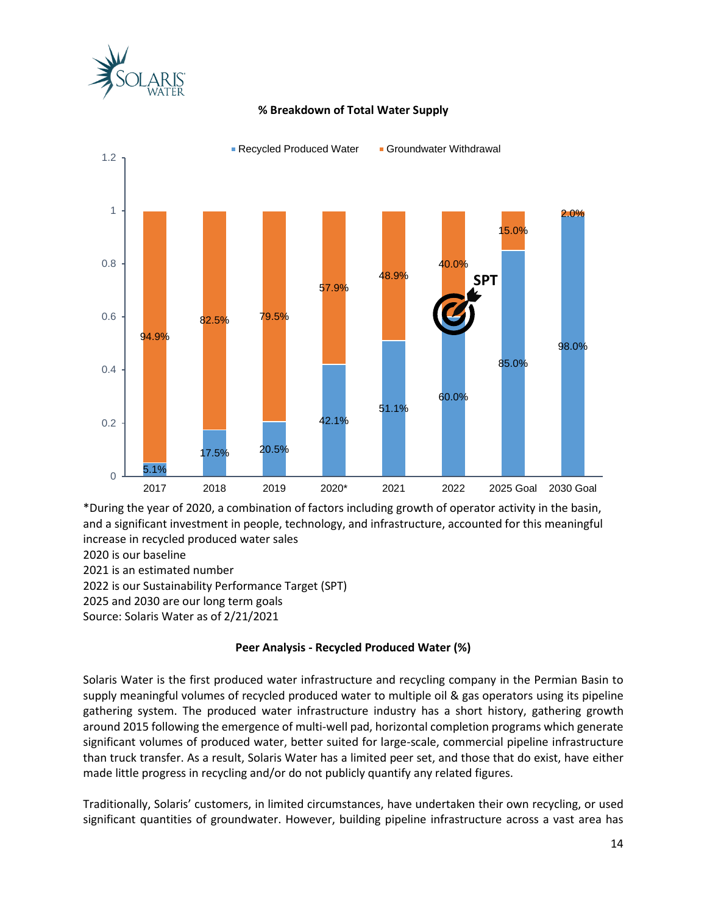**% Breakdown of Total Water Supply**

| Year | Recycled Produced Water | Groundwater Withdrawal |
|---|---|---|
| 2017 | 5.1% | 94.9% |
| 2018 | 17.5% | 82.5% |
| 2019 | 20.5% | 79.5% |
| 2020* | 42.1% | 57.9% |
| 2021 | 51.1% | 48.9% |
| 2022 (SPT) | 60.0% | 40.0% |
| 2025 Goal | 85.0% | 15.0% |
| 2030 Goal | 98.0% | 2.0% |

*During the year of 2020, a combination of factors including growth of operator activity in the basin, and a significant investment in people, technology, and infrastructure, accounted for this meaningful increase in recycled produced water sales
2020 is our baseline
2021 is an estimated number
2022 is our Sustainability Performance Target (SPT)
2025 and 2030 are our long term goals
Source: Solaris Water as of 2/21/2021

**Peer Analysis - Recycled Produced Water (%)**

Solaris Water is the first produced water infrastructure and recycling company in the Permian Basin to supply meaningful volumes of recycled produced water to multiple oil & gas operators using its pipeline gathering system. The produced water infrastructure industry has a short history, gathering growth around 2015 following the emergence of multi-well pad, horizontal completion programs which generate significant volumes of produced water, better suited for large-scale, commercial pipeline infrastructure than truck transfer. As a result, Solaris Water has a limited peer set, and those that do exist, have either made little progress in recycling and/or do not publicly quantify any related figures.

Traditionally, Solaris' customers, in limited circumstances, have undertaken their own recycling, or used significant quantities of groundwater. However, building pipeline infrastructure across a vast area has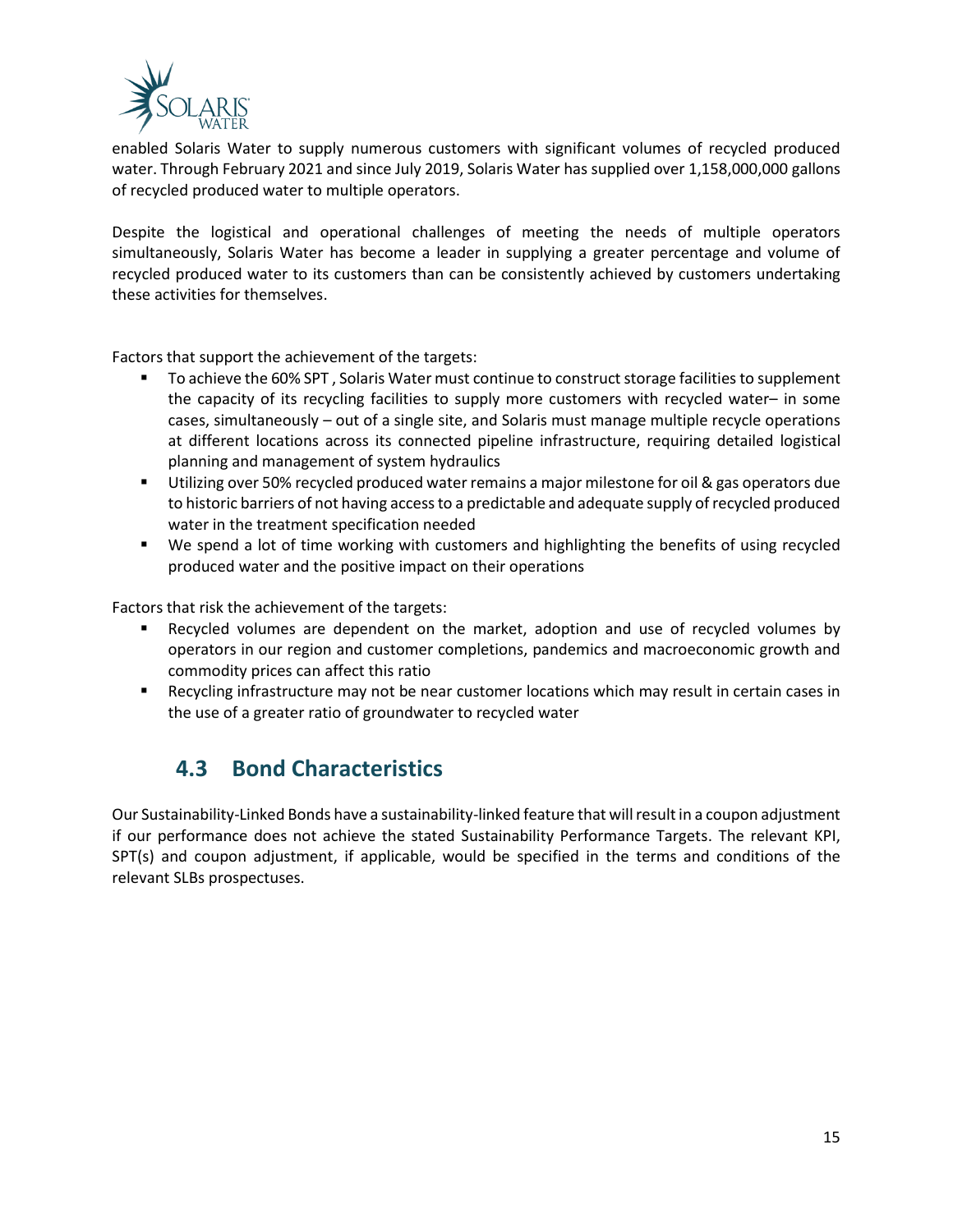enabled Solaris Water to supply numerous customers with significant volumes of recycled produced water. Through February 2021 and since July 2019, Solaris Water has supplied over 1,158,000,000 gallons of recycled produced water to multiple operators.

Despite the logistical and operational challenges of meeting the needs of multiple operators simultaneously, Solaris Water has become a leader in supplying a greater percentage and volume of recycled produced water to its customers than can be consistently achieved by customers undertaking these activities for themselves.

Factors that support the achievement of the targets:

- To achieve the 60% SPT , Solaris Water must continue to construct storage facilities to supplement the capacity of its recycling facilities to supply more customers with recycled water– in some cases, simultaneously – out of a single site, and Solaris must manage multiple recycle operations at different locations across its connected pipeline infrastructure, requiring detailed logistical planning and management of system hydraulics
- Utilizing over 50% recycled produced water remains a major milestone for oil & gas operators due to historic barriers of not having access to a predictable and adequate supply of recycled produced water in the treatment specification needed
- We spend a lot of time working with customers and highlighting the benefits of using recycled produced water and the positive impact on their operations

Factors that risk the achievement of the targets:

- Recycled volumes are dependent on the market, adoption and use of recycled volumes by operators in our region and customer completions, pandemics and macroeconomic growth and commodity prices can affect this ratio
- Recycling infrastructure may not be near customer locations which may result in certain cases in the use of a greater ratio of groundwater to recycled water

## 4.3 Bond Characteristics

Our Sustainability-Linked Bonds have a sustainability-linked feature that will result in a coupon adjustment if our performance does not achieve the stated Sustainability Performance Targets. The relevant KPI, SPT(s) and coupon adjustment, if applicable, would be specified in the terms and conditions of the relevant SLBs prospectuses.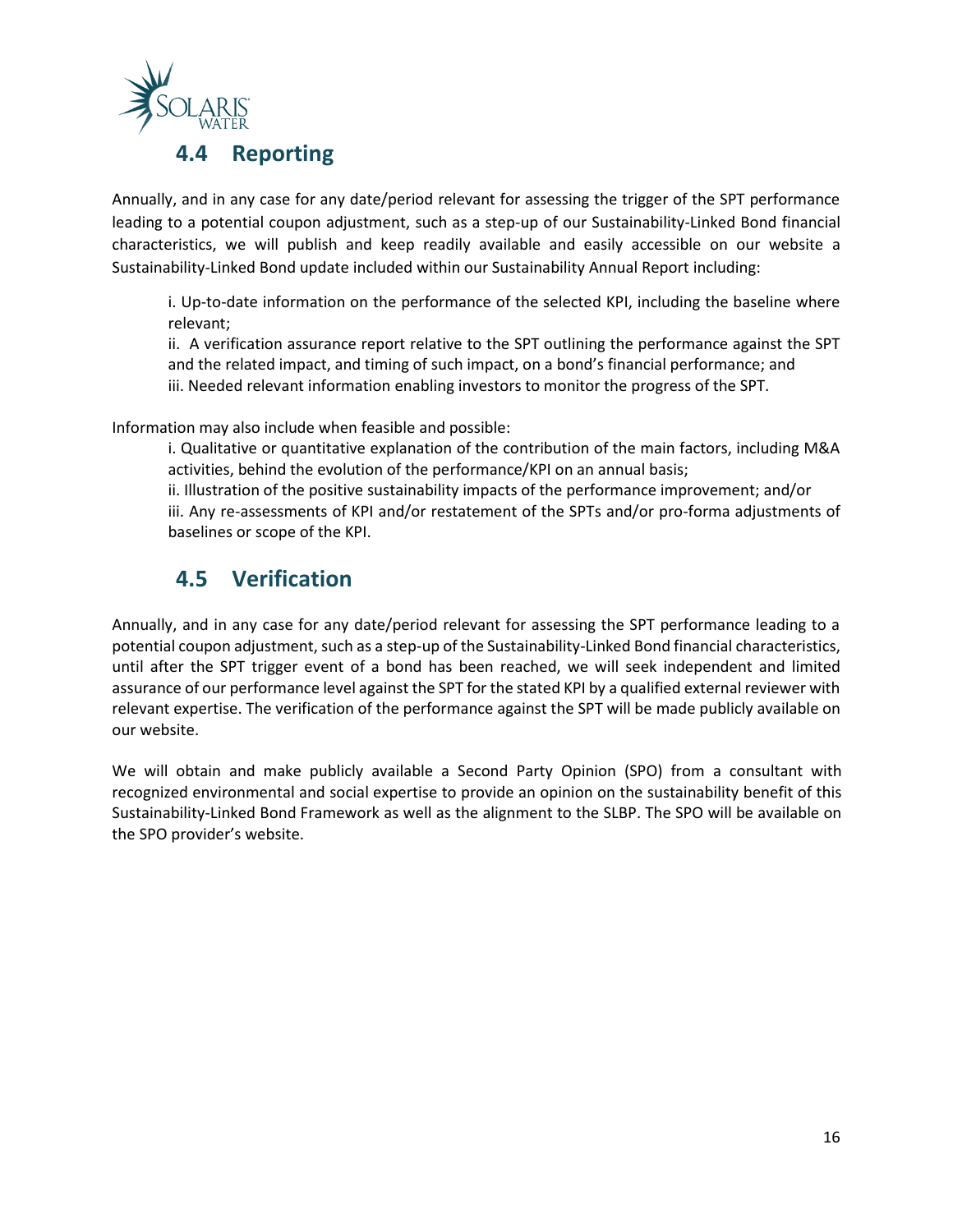## 4.4 Reporting

Annually, and in any case for any date/period relevant for assessing the trigger of the SPT performance leading to a potential coupon adjustment, such as a step-up of our Sustainability-Linked Bond financial characteristics, we will publish and keep readily available and easily accessible on our website a Sustainability-Linked Bond update included within our Sustainability Annual Report including:

i. Up-to-date information on the performance of the selected KPI, including the baseline where relevant;
ii. A verification assurance report relative to the SPT outlining the performance against the SPT and the related impact, and timing of such impact, on a bond's financial performance; and
iii. Needed relevant information enabling investors to monitor the progress of the SPT.

Information may also include when feasible and possible:

i. Qualitative or quantitative explanation of the contribution of the main factors, including M&A activities, behind the evolution of the performance/KPI on an annual basis;
ii. Illustration of the positive sustainability impacts of the performance improvement; and/or
iii. Any re-assessments of KPI and/or restatement of the SPTs and/or pro-forma adjustments of baselines or scope of the KPI.

## 4.5 Verification

Annually, and in any case for any date/period relevant for assessing the SPT performance leading to a potential coupon adjustment, such as a step-up of the Sustainability-Linked Bond financial characteristics, until after the SPT trigger event of a bond has been reached, we will seek independent and limited assurance of our performance level against the SPT for the stated KPI by a qualified external reviewer with relevant expertise. The verification of the performance against the SPT will be made publicly available on our website.

We will obtain and make publicly available a Second Party Opinion (SPO) from a consultant with recognized environmental and social expertise to provide an opinion on the sustainability benefit of this Sustainability-Linked Bond Framework as well as the alignment to the SLBP. The SPO will be available on the SPO provider's website.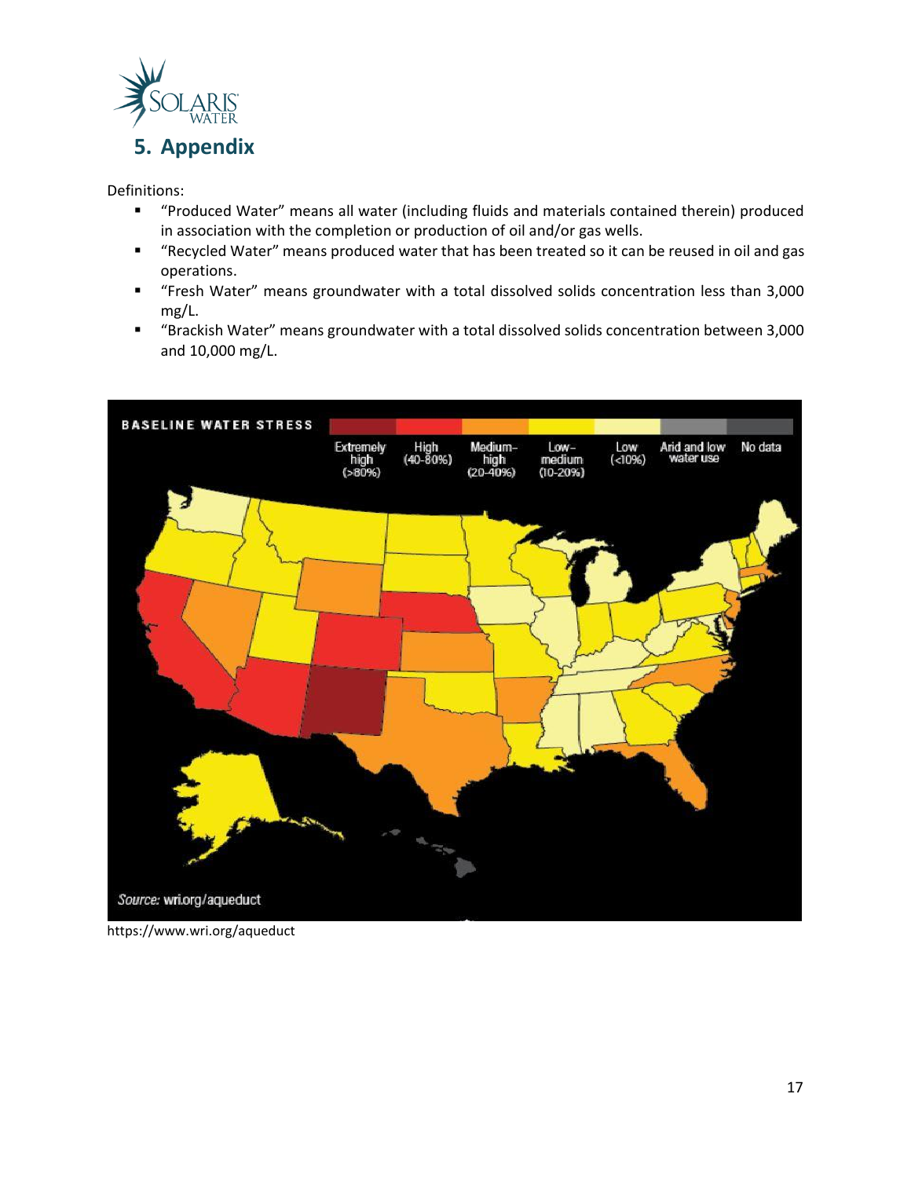## 5. Appendix

Definitions:

- "Produced Water" means all water (including fluids and materials contained therein) produced in association with the completion or production of oil and/or gas wells.
- "Recycled Water" means produced water that has been treated so it can be reused in oil and gas operations.
- "Fresh Water" means groundwater with a total dissolved solids concentration less than 3,000 mg/L.
- "Brackish Water" means groundwater with a total dissolved solids concentration between 3,000 and 10,000 mg/L.

BASELINE WATER STRESS

Extremely high (>80%)
High (40-80%)
Medium-high (20-40%)
Low-medium (10-20%)
Low (<10%)
Arid and low water use
No data

Source: wri.org/aqueduct

https://www.wri.org/aqueduct